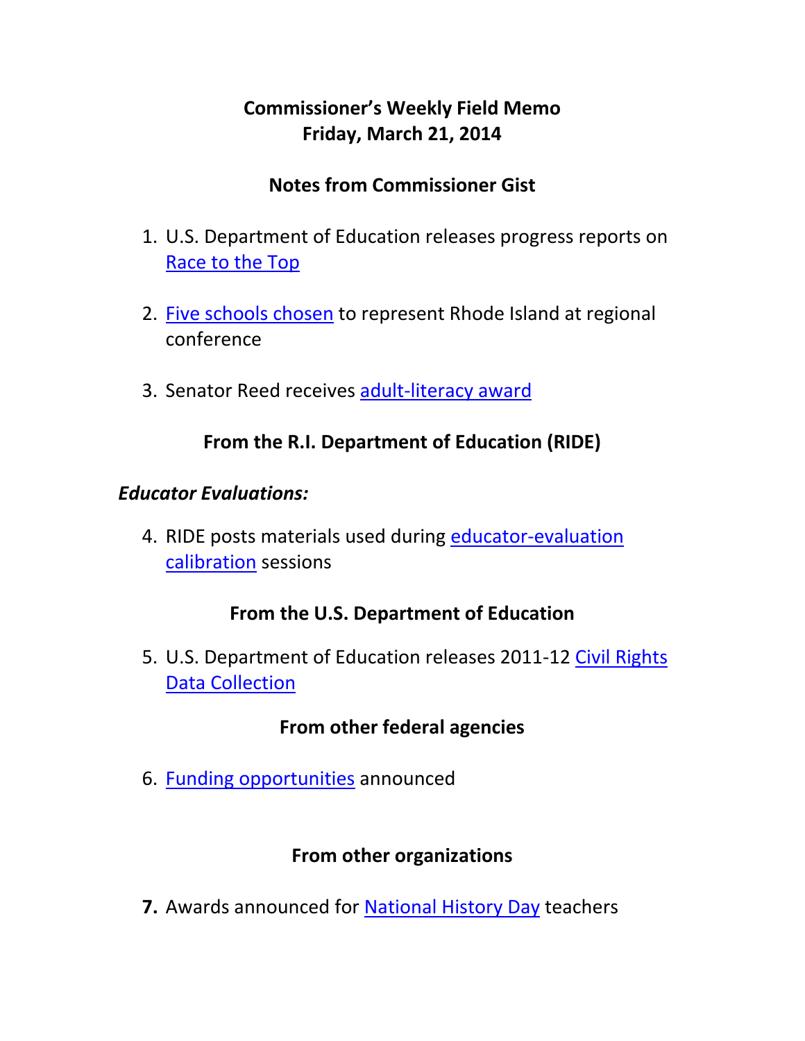# Commissioner's Weekly Field Memo
# Friday, March 21, 2014

## Notes from Commissioner Gist

1. U.S. Department of Education releases progress reports on Race to the Top

2. Five schools chosen to represent Rhode Island at regional conference

3. Senator Reed receives adult-literacy award

## From the R.I. Department of Education (RIDE)

### *Educator Evaluations:*

4. RIDE posts materials used during educator-evaluation calibration sessions

## From the U.S. Department of Education

5. U.S. Department of Education releases 2011-12 Civil Rights Data Collection

## From other federal agencies

6. Funding opportunities announced

## From other organizations

7. Awards announced for National History Day teachers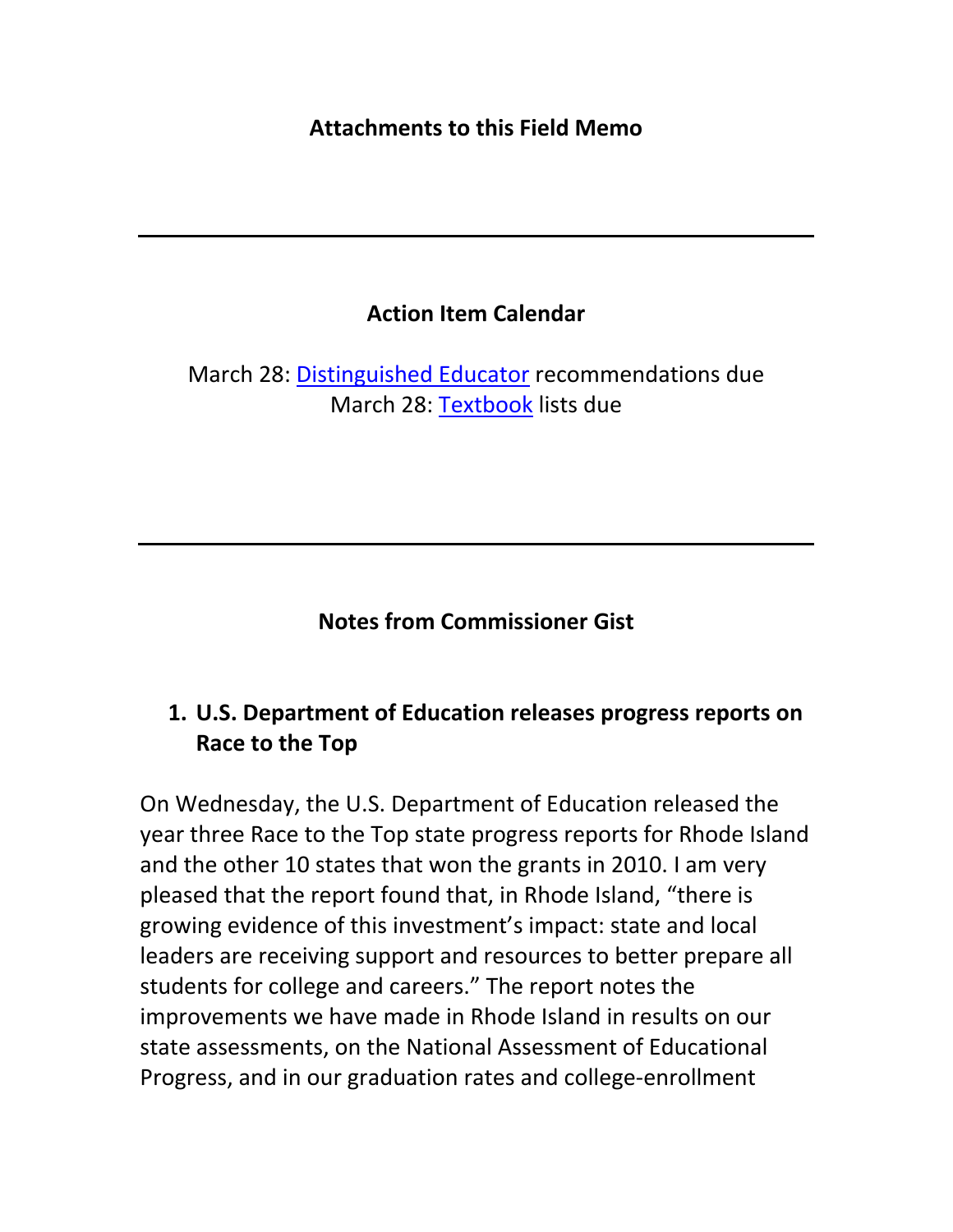## Attachments to this Field Memo

---

## Action Item Calendar

March 28: Distinguished Educator recommendations due
March 28: Textbook lists due

---

## Notes from Commissioner Gist

1. **U.S. Department of Education releases progress reports on Race to the Top**

On Wednesday, the U.S. Department of Education released the year three Race to the Top state progress reports for Rhode Island and the other 10 states that won the grants in 2010. I am very pleased that the report found that, in Rhode Island, "there is growing evidence of this investment's impact: state and local leaders are receiving support and resources to better prepare all students for college and careers." The report notes the improvements we have made in Rhode Island in results on our state assessments, on the National Assessment of Educational Progress, and in our graduation rates and college-enrollment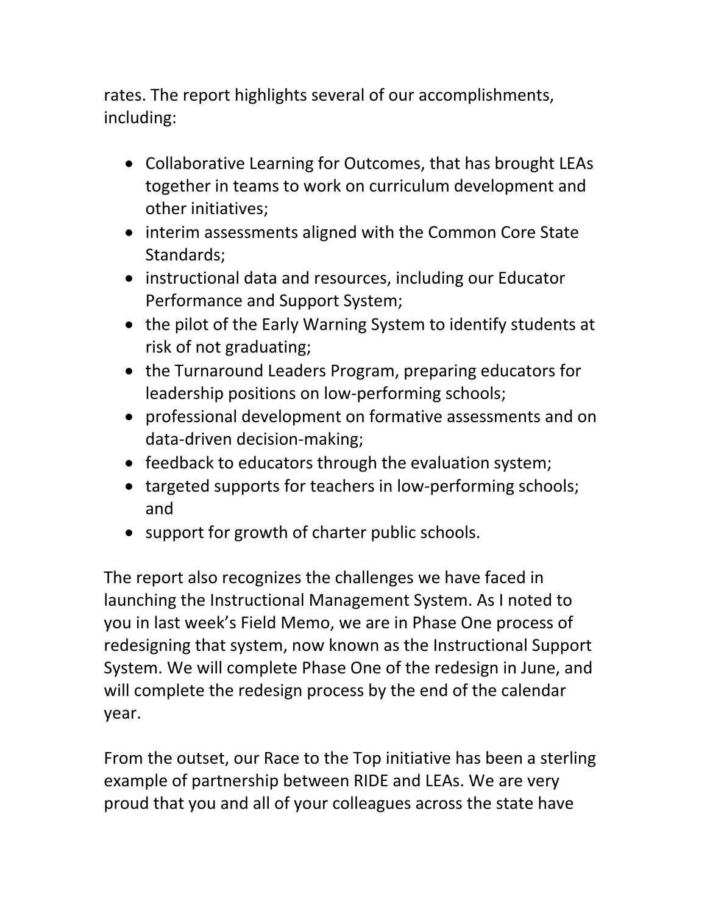rates. The report highlights several of our accomplishments, including:

- Collaborative Learning for Outcomes, that has brought LEAs together in teams to work on curriculum development and other initiatives;
- interim assessments aligned with the Common Core State Standards;
- instructional data and resources, including our Educator Performance and Support System;
- the pilot of the Early Warning System to identify students at risk of not graduating;
- the Turnaround Leaders Program, preparing educators for leadership positions on low-performing schools;
- professional development on formative assessments and on data-driven decision-making;
- feedback to educators through the evaluation system;
- targeted supports for teachers in low-performing schools; and
- support for growth of charter public schools.

The report also recognizes the challenges we have faced in launching the Instructional Management System. As I noted to you in last week's Field Memo, we are in Phase One process of redesigning that system, now known as the Instructional Support System. We will complete Phase One of the redesign in June, and will complete the redesign process by the end of the calendar year.

From the outset, our Race to the Top initiative has been a sterling example of partnership between RIDE and LEAs. We are very proud that you and all of your colleagues across the state have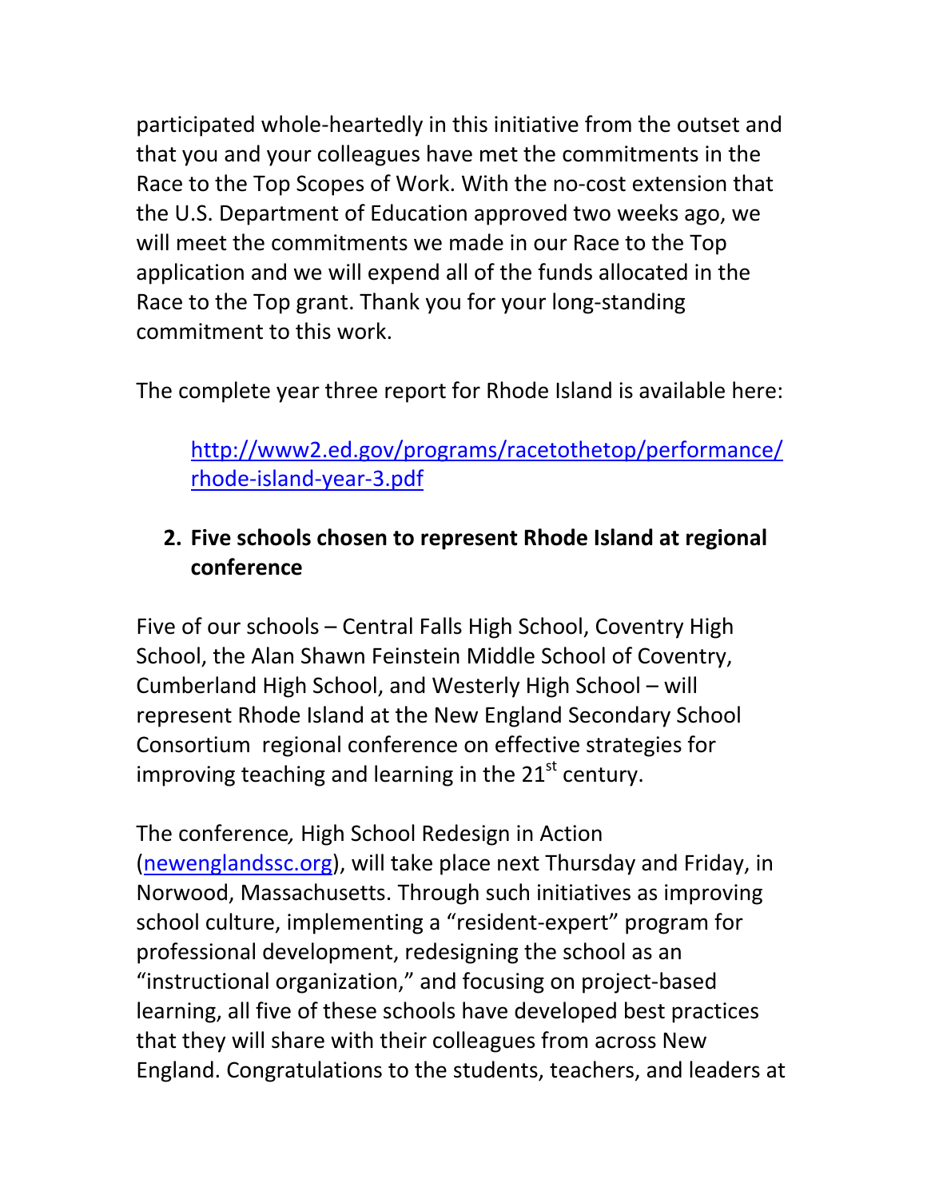participated whole-heartedly in this initiative from the outset and that you and your colleagues have met the commitments in the Race to the Top Scopes of Work. With the no-cost extension that the U.S. Department of Education approved two weeks ago, we will meet the commitments we made in our Race to the Top application and we will expend all of the funds allocated in the Race to the Top grant. Thank you for your long-standing commitment to this work.

The complete year three report for Rhode Island is available here:

> http://www2.ed.gov/programs/racetothetop/performance/rhode-island-year-3.pdf

2. **Five schools chosen to represent Rhode Island at regional conference**

Five of our schools – Central Falls High School, Coventry High School, the Alan Shawn Feinstein Middle School of Coventry, Cumberland High School, and Westerly High School – will represent Rhode Island at the New England Secondary School Consortium regional conference on effective strategies for improving teaching and learning in the 21st century.

The conference*,* High School Redesign in Action (newenglandssc.org), will take place next Thursday and Friday, in Norwood, Massachusetts. Through such initiatives as improving school culture, implementing a "resident-expert" program for professional development, redesigning the school as an "instructional organization," and focusing on project-based learning, all five of these schools have developed best practices that they will share with their colleagues from across New England. Congratulations to the students, teachers, and leaders at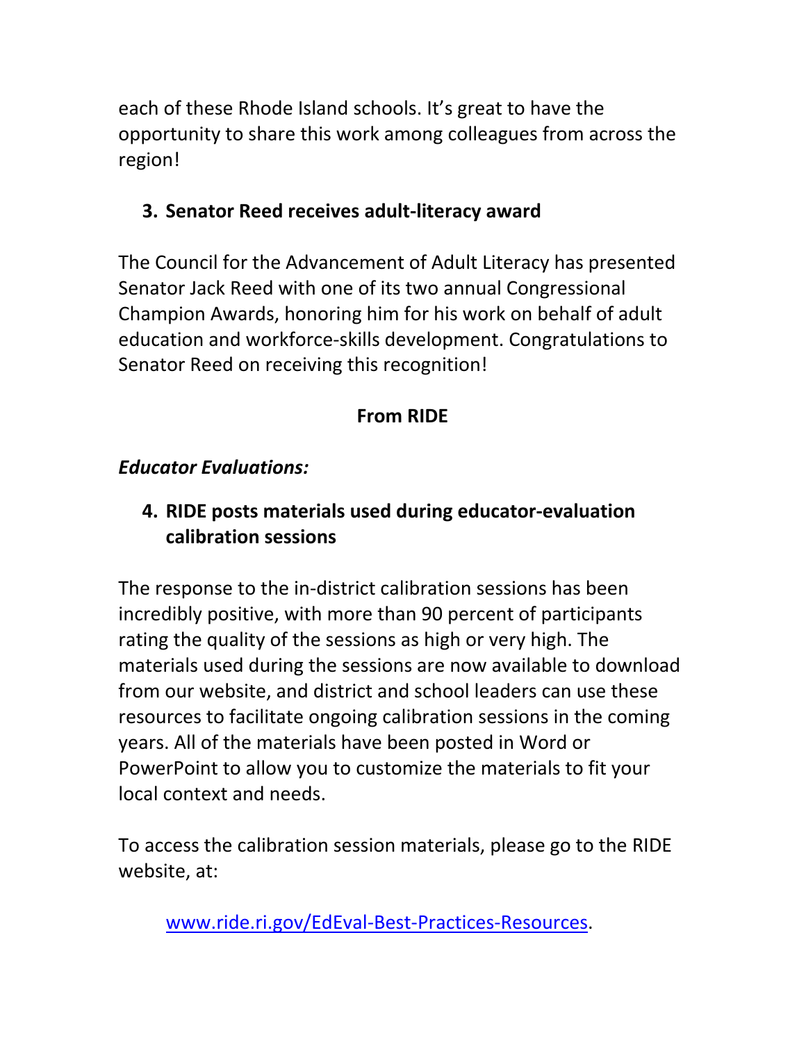each of these Rhode Island schools. It's great to have the opportunity to share this work among colleagues from across the region!

### 3. Senator Reed receives adult-literacy award

The Council for the Advancement of Adult Literacy has presented Senator Jack Reed with one of its two annual Congressional Champion Awards, honoring him for his work on behalf of adult education and workforce-skills development. Congratulations to Senator Reed on receiving this recognition!

## From RIDE

***Educator Evaluations:***

### 4. RIDE posts materials used during educator-evaluation calibration sessions

The response to the in-district calibration sessions has been incredibly positive, with more than 90 percent of participants rating the quality of the sessions as high or very high. The materials used during the sessions are now available to download from our website, and district and school leaders can use these resources to facilitate ongoing calibration sessions in the coming years. All of the materials have been posted in Word or PowerPoint to allow you to customize the materials to fit your local context and needs.

To access the calibration session materials, please go to the RIDE website, at:

[www.ride.ri.gov/EdEval-Best-Practices-Resources](http://www.ride.ri.gov/EdEval-Best-Practices-Resources).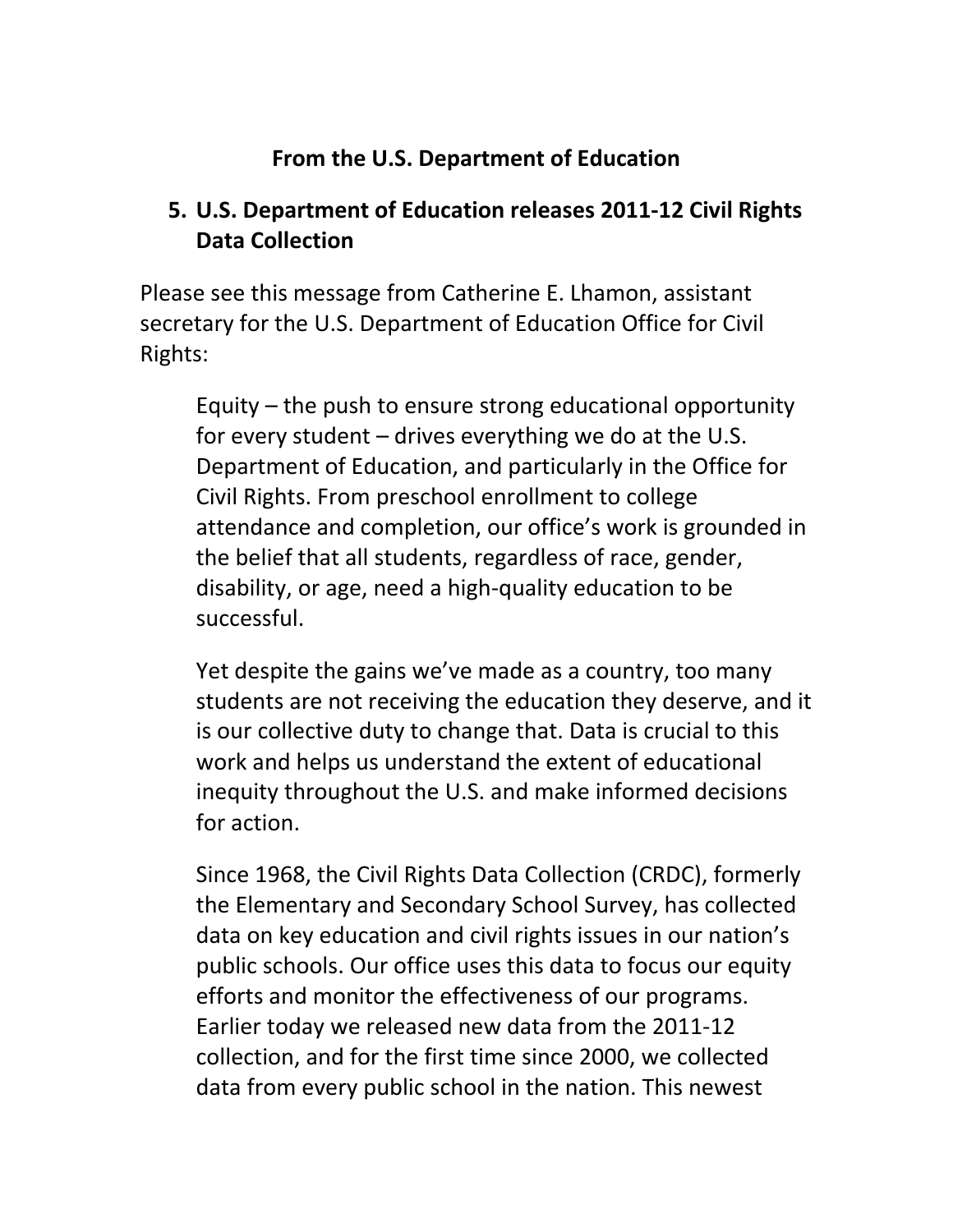## From the U.S. Department of Education

### 5. U.S. Department of Education releases 2011-12 Civil Rights Data Collection

Please see this message from Catherine E. Lhamon, assistant secretary for the U.S. Department of Education Office for Civil Rights:

> Equity – the push to ensure strong educational opportunity for every student – drives everything we do at the U.S. Department of Education, and particularly in the Office for Civil Rights. From preschool enrollment to college attendance and completion, our office's work is grounded in the belief that all students, regardless of race, gender, disability, or age, need a high-quality education to be successful.
>
> Yet despite the gains we've made as a country, too many students are not receiving the education they deserve, and it is our collective duty to change that. Data is crucial to this work and helps us understand the extent of educational inequity throughout the U.S. and make informed decisions for action.
>
> Since 1968, the Civil Rights Data Collection (CRDC), formerly the Elementary and Secondary School Survey, has collected data on key education and civil rights issues in our nation's public schools. Our office uses this data to focus our equity efforts and monitor the effectiveness of our programs. Earlier today we released new data from the 2011-12 collection, and for the first time since 2000, we collected data from every public school in the nation. This newest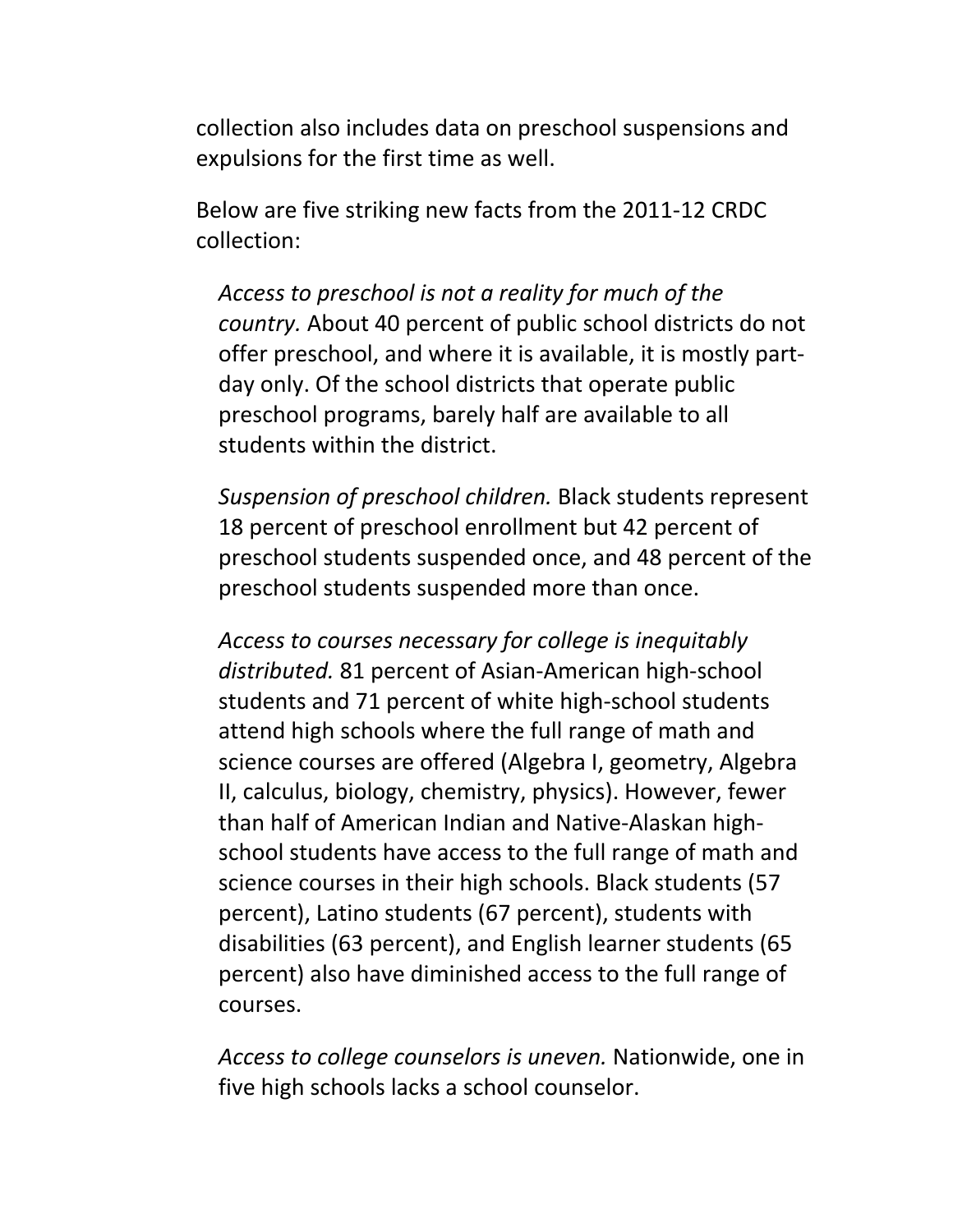collection also includes data on preschool suspensions and expulsions for the first time as well.

Below are five striking new facts from the 2011-12 CRDC collection:

*Access to preschool is not a reality for much of the country.* About 40 percent of public school districts do not offer preschool, and where it is available, it is mostly part-day only. Of the school districts that operate public preschool programs, barely half are available to all students within the district.

*Suspension of preschool children.* Black students represent 18 percent of preschool enrollment but 42 percent of preschool students suspended once, and 48 percent of the preschool students suspended more than once.

*Access to courses necessary for college is inequitably distributed.* 81 percent of Asian-American high-school students and 71 percent of white high-school students attend high schools where the full range of math and science courses are offered (Algebra I, geometry, Algebra II, calculus, biology, chemistry, physics). However, fewer than half of American Indian and Native-Alaskan high-school students have access to the full range of math and science courses in their high schools. Black students (57 percent), Latino students (67 percent), students with disabilities (63 percent), and English learner students (65 percent) also have diminished access to the full range of courses.

*Access to college counselors is uneven.* Nationwide, one in five high schools lacks a school counselor.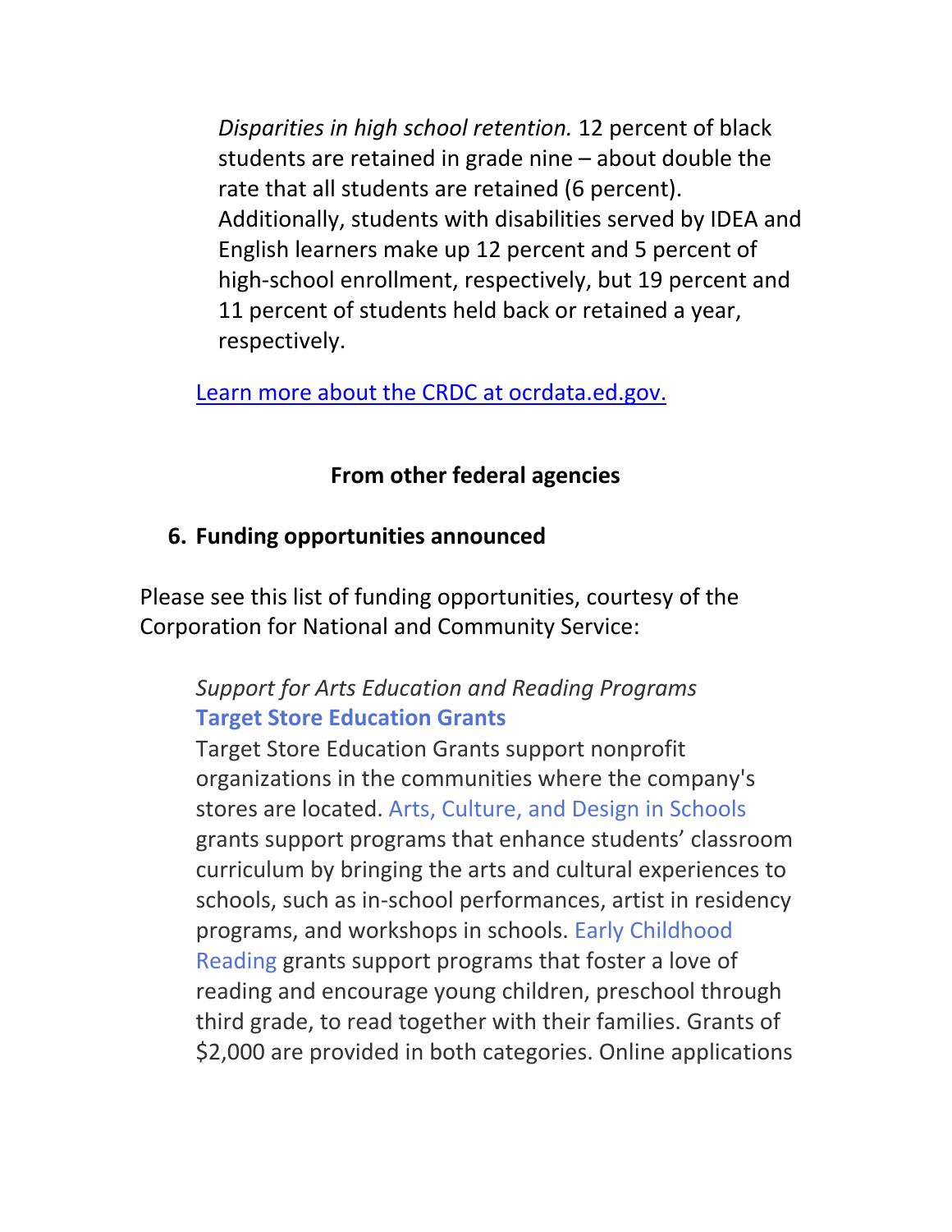*Disparities in high school retention.* 12 percent of black students are retained in grade nine – about double the rate that all students are retained (6 percent). Additionally, students with disabilities served by IDEA and English learners make up 12 percent and 5 percent of high-school enrollment, respectively, but 19 percent and 11 percent of students held back or retained a year, respectively.

[Learn more about the CRDC at ocrdata.ed.gov.](http://ocrdata.ed.gov)

### From other federal agencies

6. **Funding opportunities announced**

Please see this list of funding opportunities, courtesy of the Corporation for National and Community Service:

> *Support for Arts Education and Reading Programs*
> **Target Store Education Grants**
> Target Store Education Grants support nonprofit organizations in the communities where the company's stores are located. Arts, Culture, and Design in Schools grants support programs that enhance students' classroom curriculum by bringing the arts and cultural experiences to schools, such as in-school performances, artist in residency programs, and workshops in schools. Early Childhood Reading grants support programs that foster a love of reading and encourage young children, preschool through third grade, to read together with their families. Grants of $2,000 are provided in both categories. Online applications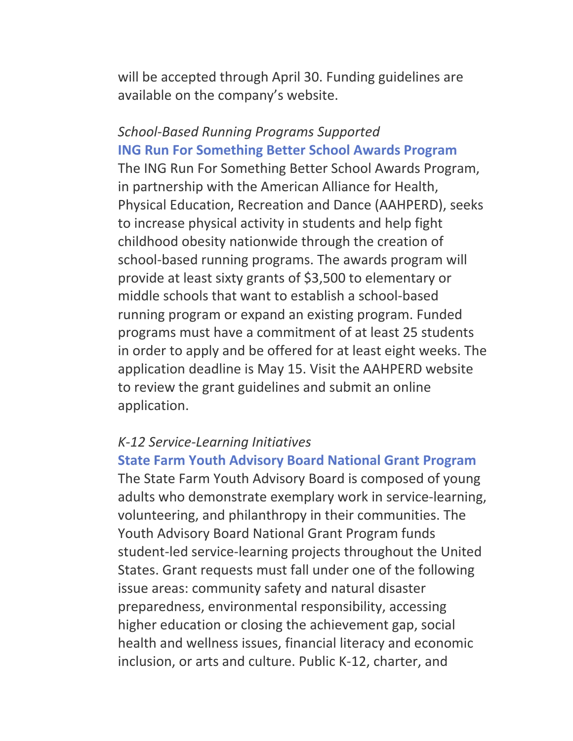will be accepted through April 30. Funding guidelines are available on the company's website.

*School-Based Running Programs Supported*
**ING Run For Something Better School Awards Program**
The ING Run For Something Better School Awards Program, in partnership with the American Alliance for Health, Physical Education, Recreation and Dance (AAHPERD), seeks to increase physical activity in students and help fight childhood obesity nationwide through the creation of school-based running programs. The awards program will provide at least sixty grants of $3,500 to elementary or middle schools that want to establish a school-based running program or expand an existing program. Funded programs must have a commitment of at least 25 students in order to apply and be offered for at least eight weeks. The application deadline is May 15. Visit the AAHPERD website to review the grant guidelines and submit an online application.

*K-12 Service-Learning Initiatives*
**State Farm Youth Advisory Board National Grant Program**
The State Farm Youth Advisory Board is composed of young adults who demonstrate exemplary work in service-learning, volunteering, and philanthropy in their communities. The Youth Advisory Board National Grant Program funds student-led service-learning projects throughout the United States. Grant requests must fall under one of the following issue areas: community safety and natural disaster preparedness, environmental responsibility, accessing higher education or closing the achievement gap, social health and wellness issues, financial literacy and economic inclusion, or arts and culture. Public K-12, charter, and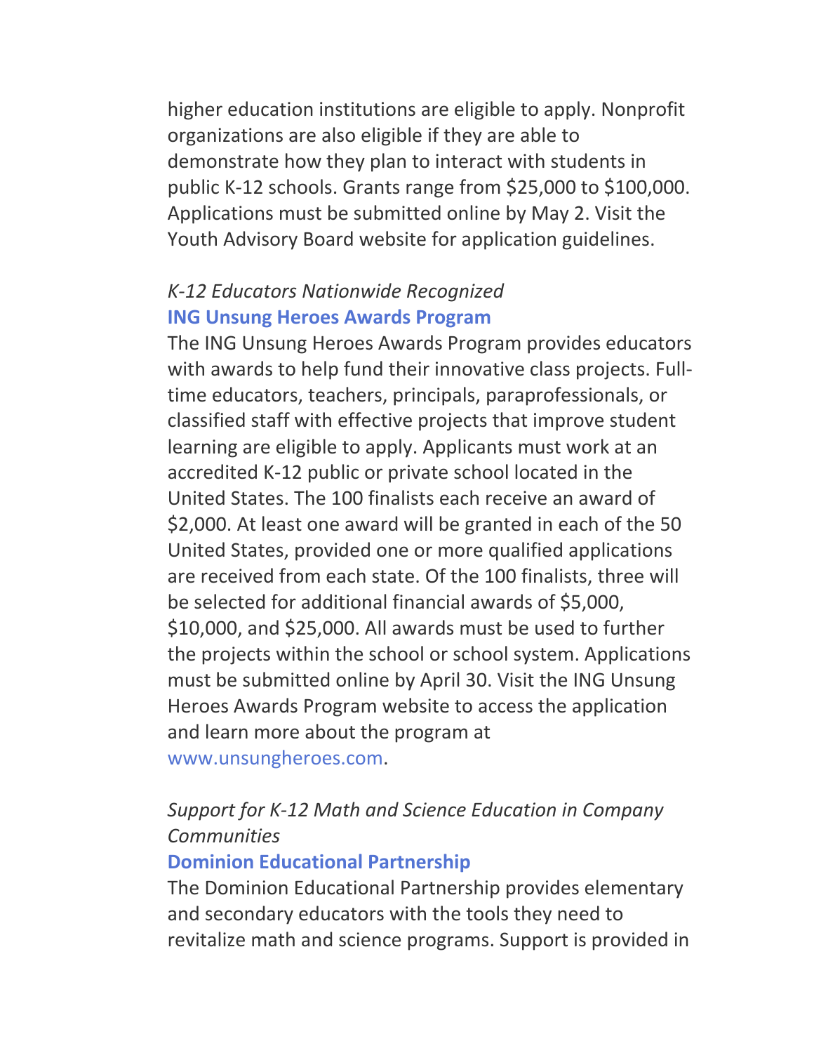higher education institutions are eligible to apply. Nonprofit organizations are also eligible if they are able to demonstrate how they plan to interact with students in public K-12 schools. Grants range from $25,000 to $100,000. Applications must be submitted online by May 2. Visit the Youth Advisory Board website for application guidelines.

*K-12 Educators Nationwide Recognized*
**ING Unsung Heroes Awards Program**
The ING Unsung Heroes Awards Program provides educators with awards to help fund their innovative class projects. Full-time educators, teachers, principals, paraprofessionals, or classified staff with effective projects that improve student learning are eligible to apply. Applicants must work at an accredited K-12 public or private school located in the United States. The 100 finalists each receive an award of $2,000. At least one award will be granted in each of the 50 United States, provided one or more qualified applications are received from each state. Of the 100 finalists, three will be selected for additional financial awards of $5,000, $10,000, and $25,000. All awards must be used to further the projects within the school or school system. Applications must be submitted online by April 30. Visit the ING Unsung Heroes Awards Program website to access the application and learn more about the program at www.unsungheroes.com.

*Support for K-12 Math and Science Education in Company Communities*
**Dominion Educational Partnership**
The Dominion Educational Partnership provides elementary and secondary educators with the tools they need to revitalize math and science programs. Support is provided in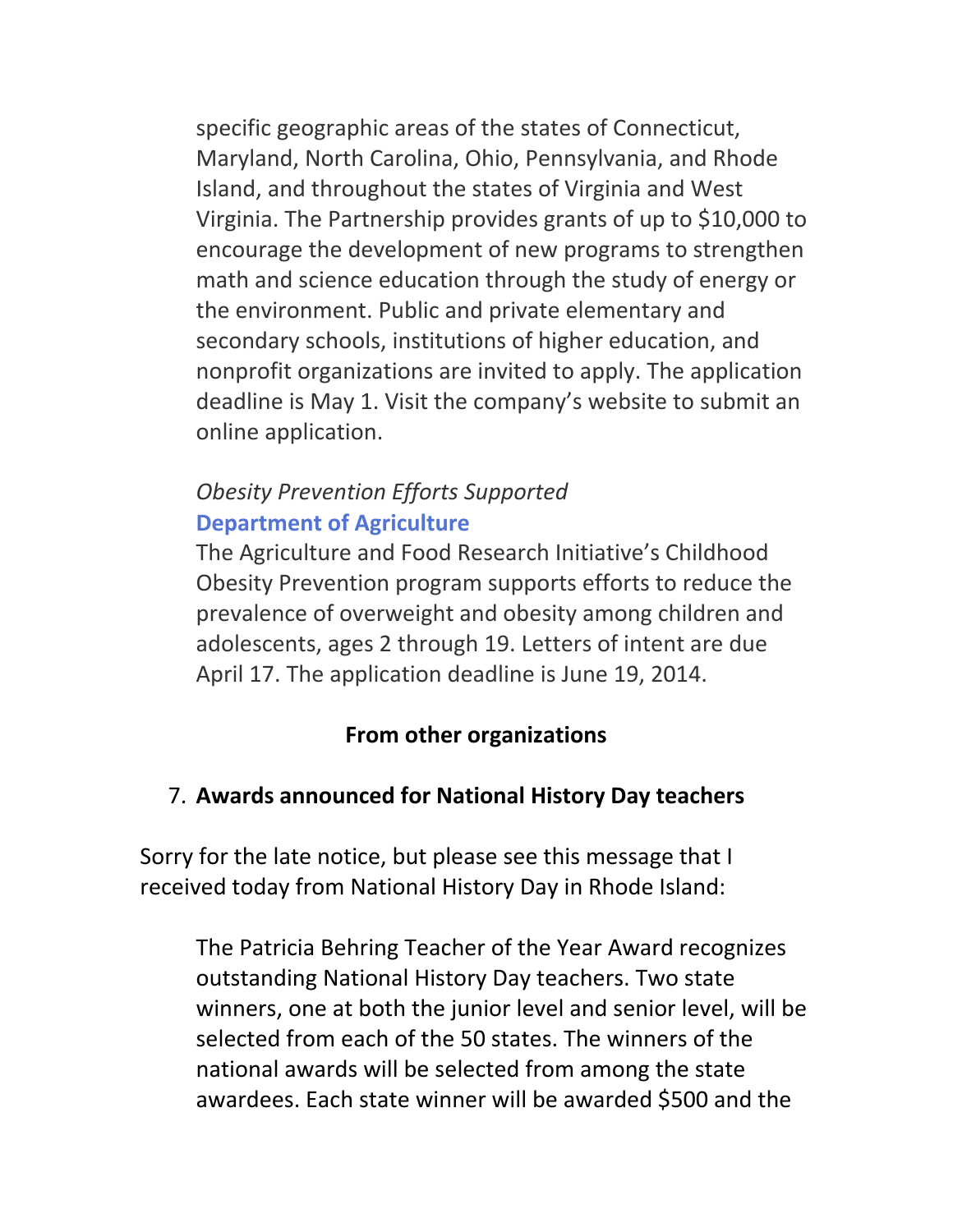specific geographic areas of the states of Connecticut, Maryland, North Carolina, Ohio, Pennsylvania, and Rhode Island, and throughout the states of Virginia and West Virginia. The Partnership provides grants of up to $10,000 to encourage the development of new programs to strengthen math and science education through the study of energy or the environment. Public and private elementary and secondary schools, institutions of higher education, and nonprofit organizations are invited to apply. The application deadline is May 1. Visit the company's website to submit an online application.

*Obesity Prevention Efforts Supported*
**Department of Agriculture**
The Agriculture and Food Research Initiative's Childhood Obesity Prevention program supports efforts to reduce the prevalence of overweight and obesity among children and adolescents, ages 2 through 19. Letters of intent are due April 17. The application deadline is June 19, 2014.

**From other organizations**

7. **Awards announced for National History Day teachers**

Sorry for the late notice, but please see this message that I received today from National History Day in Rhode Island:

> The Patricia Behring Teacher of the Year Award recognizes outstanding National History Day teachers. Two state winners, one at both the junior level and senior level, will be selected from each of the 50 states. The winners of the national awards will be selected from among the state awardees. Each state winner will be awarded $500 and the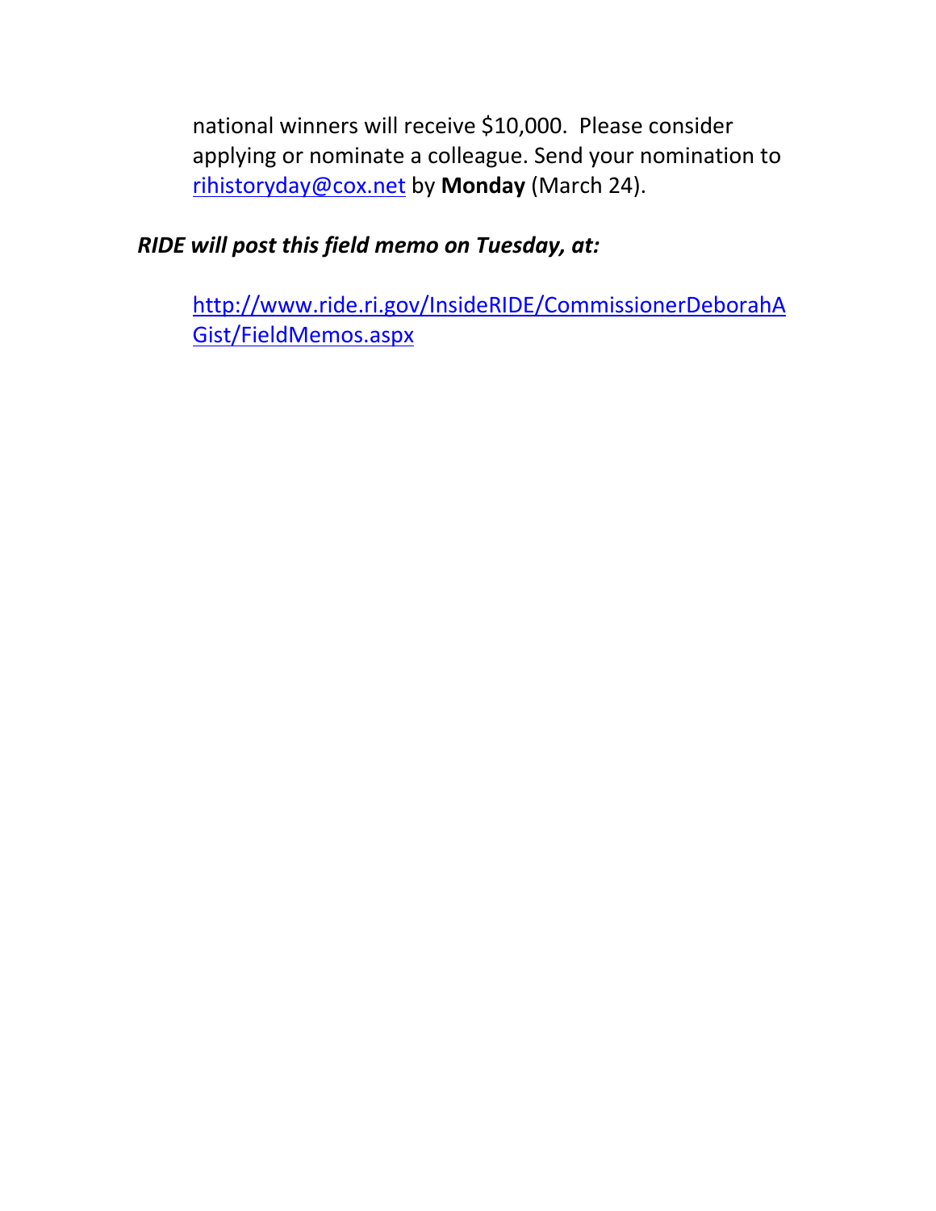national winners will receive $10,000. Please consider applying or nominate a colleague. Send your nomination to rihistoryday@cox.net by **Monday** (March 24).

***RIDE will post this field memo on Tuesday, at:***

http://www.ride.ri.gov/InsideRIDE/CommissionerDeborahAGist/FieldMemos.aspx